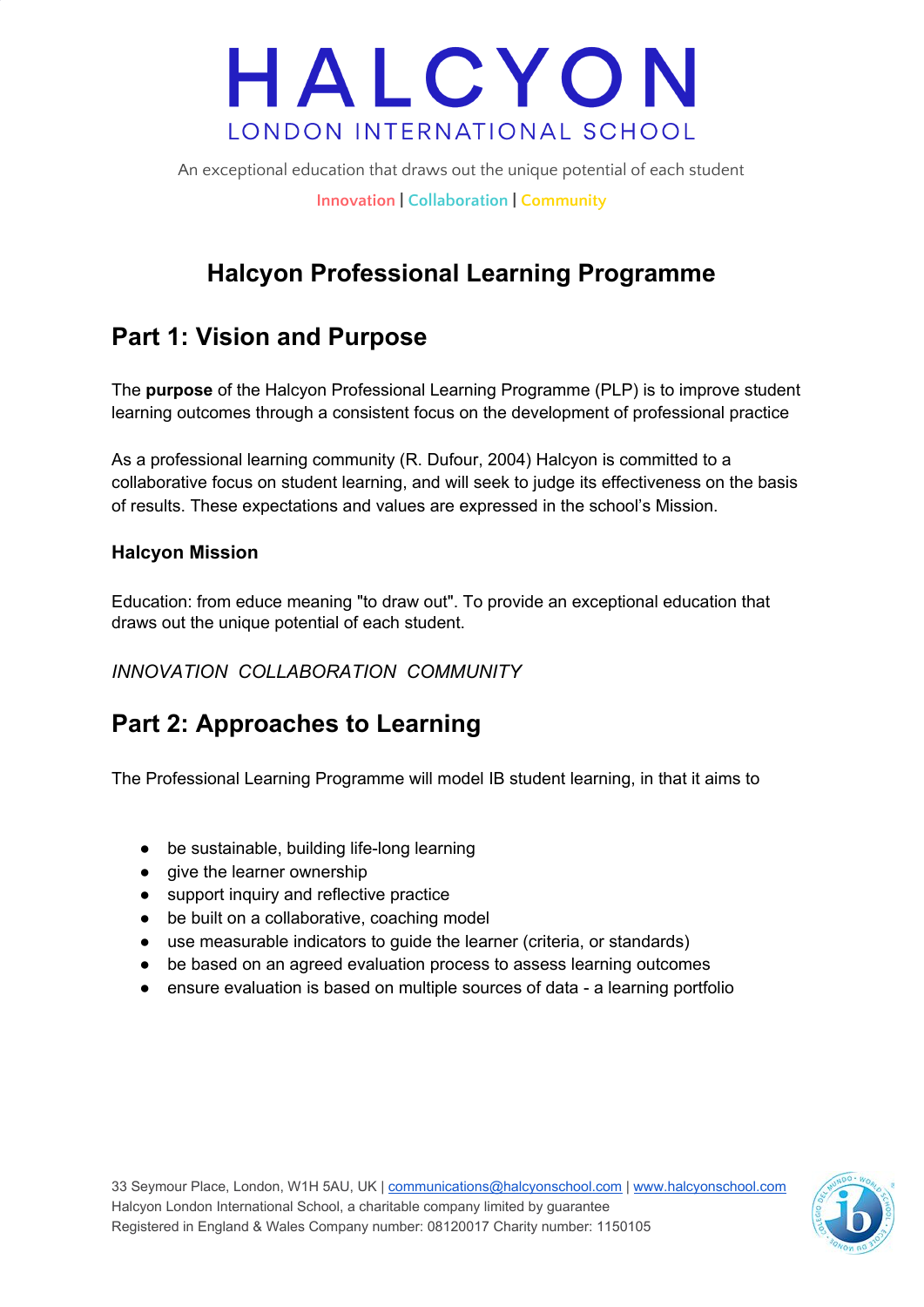# HALCYON

LONDON INTERNATIONAL SCHOOL

An exceptional education that draws out the unique potential of each student

Innovation | Collaboration | Community

## Halcyon Professional Learning Programme

## Part 1: Vision and Purpose

The **purpose** of the Halcyon Professional Learning Programme (PLP) is to improve student learning outcomes through a consistent focus on the development of professional practice

As a professional learning community (R. Dufour, 2004) Halcyon is committed to a collaborative focus on student learning, and will seek to judge its effectiveness on the basis of results. These expectations and values are expressed in the school's Mission.

### Halcyon Mission

Education: from educe meaning "to draw out". To provide an exceptional education that draws out the unique potential of each student.

*INNOVATION COLLABORATION COMMUNITY*

## Part 2: Approaches to Learning

The Professional Learning Programme will model IB student learning, in that it aims to

- be sustainable, building life-long learning
- give the learner ownership
- support inquiry and reflective practice
- be built on a collaborative, coaching model
- use measurable indicators to guide the learner (criteria, or standards)
- be based on an agreed evaluation process to assess learning outcomes
- ensure evaluation is based on multiple sources of data - a learning portfolio

33 Seymour Place, London, W1H 5AU, UK | communications@halcyonschool.com | www.halcyonschool.com
Halcyon London International School, a charitable company limited by guarantee
Registered in England & Wales Company number: 08120017 Charity number: 1150105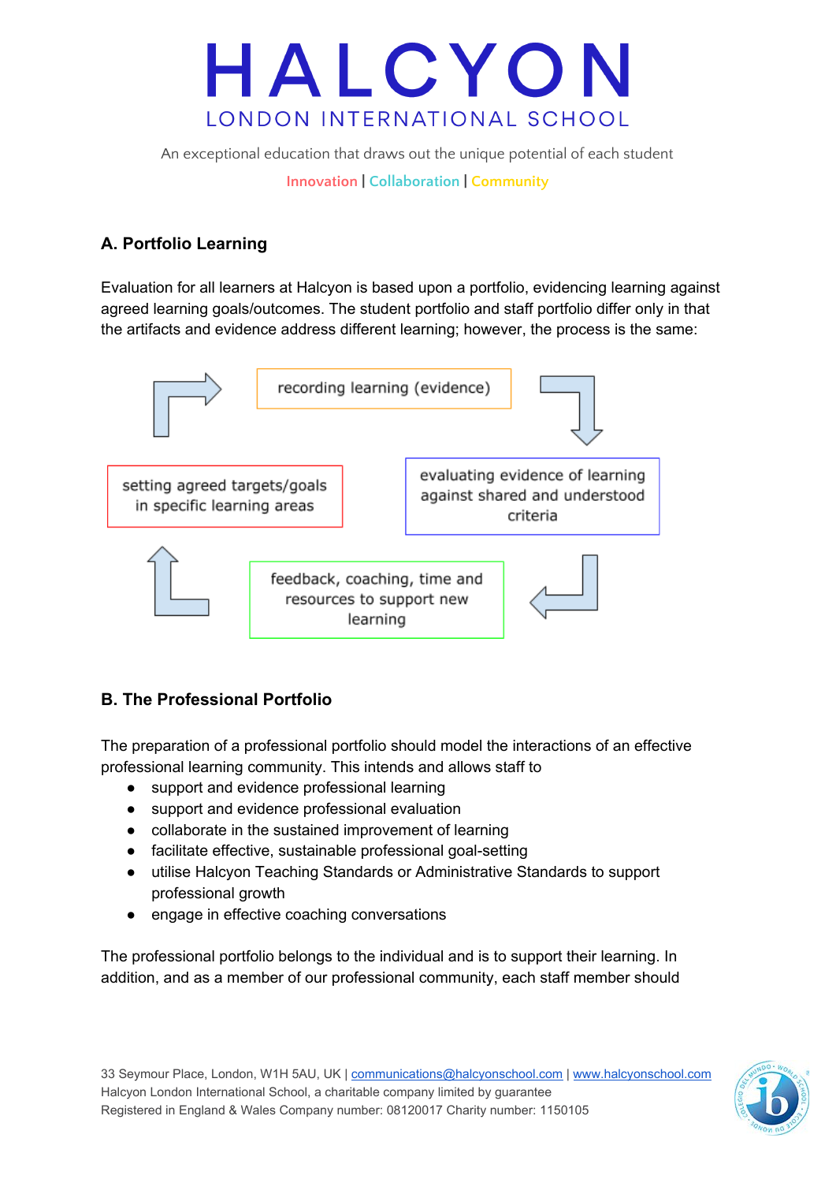## A. Portfolio Learning

Evaluation for all learners at Halcyon is based upon a portfolio, evidencing learning against agreed learning goals/outcomes. The student portfolio and staff portfolio differ only in that the artifacts and evidence address different learning; however, the process is the same:

recording learning (evidence)

evaluating evidence of learning against shared and understood criteria

feedback, coaching, time and resources to support new learning

setting agreed targets/goals in specific learning areas

## B. The Professional Portfolio

The preparation of a professional portfolio should model the interactions of an effective professional learning community. This intends and allows staff to

- support and evidence professional learning
- support and evidence professional evaluation
- collaborate in the sustained improvement of learning
- facilitate effective, sustainable professional goal-setting
- utilise Halcyon Teaching Standards or Administrative Standards to support professional growth
- engage in effective coaching conversations

The professional portfolio belongs to the individual and is to support their learning. In addition, and as a member of our professional community, each staff member should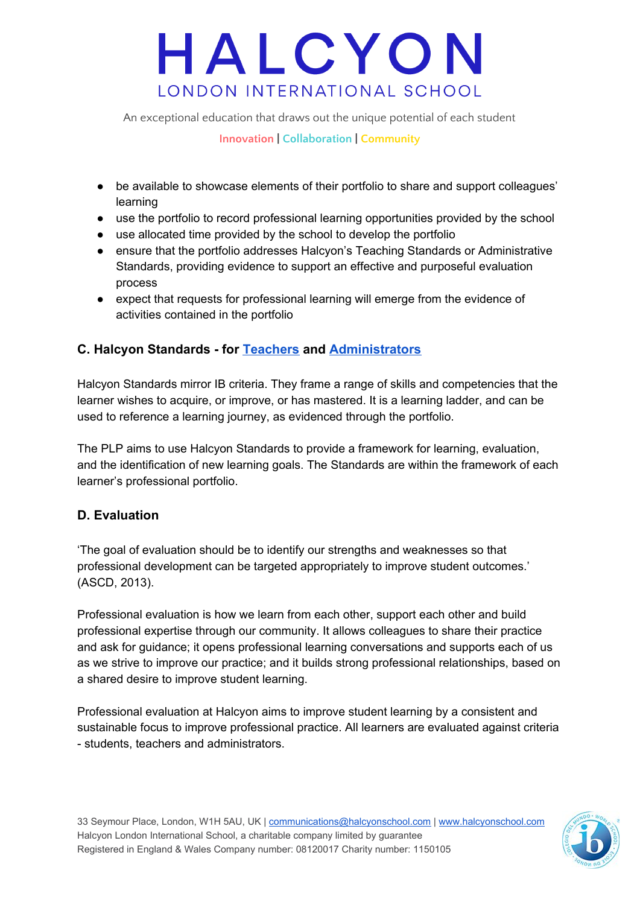- be available to showcase elements of their portfolio to share and support colleagues' learning
- use the portfolio to record professional learning opportunities provided by the school
- use allocated time provided by the school to develop the portfolio
- ensure that the portfolio addresses Halcyon's Teaching Standards or Administrative Standards, providing evidence to support an effective and purposeful evaluation process
- expect that requests for professional learning will emerge from the evidence of activities contained in the portfolio

### C. Halcyon Standards - for Teachers and Administrators

Halcyon Standards mirror IB criteria. They frame a range of skills and competencies that the learner wishes to acquire, or improve, or has mastered. It is a learning ladder, and can be used to reference a learning journey, as evidenced through the portfolio.

The PLP aims to use Halcyon Standards to provide a framework for learning, evaluation, and the identification of new learning goals. The Standards are within the framework of each learner's professional portfolio.

### D. Evaluation

'The goal of evaluation should be to identify our strengths and weaknesses so that professional development can be targeted appropriately to improve student outcomes.' (ASCD, 2013).

Professional evaluation is how we learn from each other, support each other and build professional expertise through our community. It allows colleagues to share their practice and ask for guidance; it opens professional learning conversations and supports each of us as we strive to improve our practice; and it builds strong professional relationships, based on a shared desire to improve student learning.

Professional evaluation at Halcyon aims to improve student learning by a consistent and sustainable focus to improve professional practice. All learners are evaluated against criteria - students, teachers and administrators.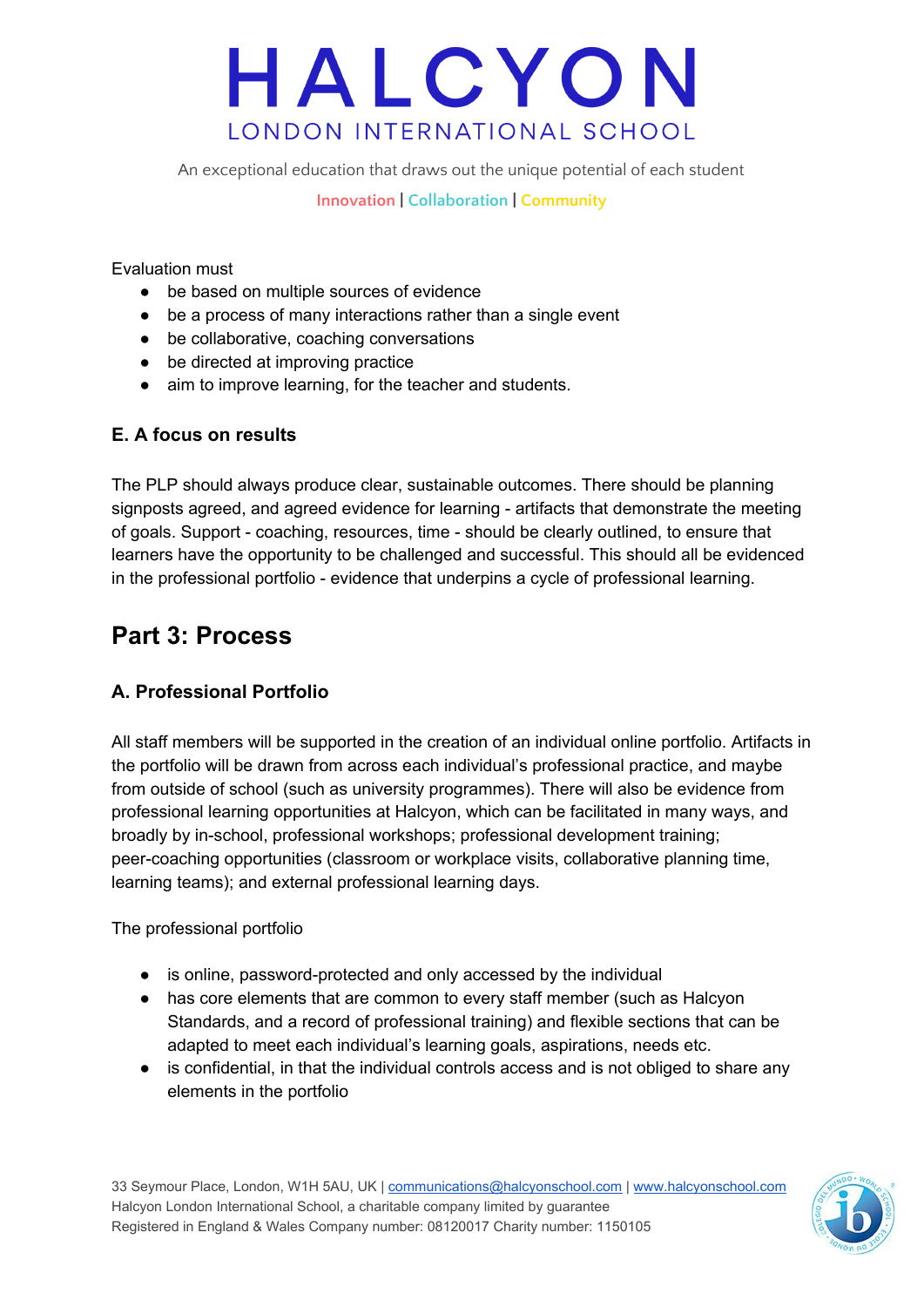Evaluation must

- be based on multiple sources of evidence
- be a process of many interactions rather than a single event
- be collaborative, coaching conversations
- be directed at improving practice
- aim to improve learning, for the teacher and students.

### E. A focus on results

The PLP should always produce clear, sustainable outcomes. There should be planning signposts agreed, and agreed evidence for learning - artifacts that demonstrate the meeting of goals. Support - coaching, resources, time - should be clearly outlined, to ensure that learners have the opportunity to be challenged and successful. This should all be evidenced in the professional portfolio - evidence that underpins a cycle of professional learning.

## Part 3: Process

### A. Professional Portfolio

All staff members will be supported in the creation of an individual online portfolio. Artifacts in the portfolio will be drawn from across each individual's professional practice, and maybe from outside of school (such as university programmes). There will also be evidence from professional learning opportunities at Halcyon, which can be facilitated in many ways, and broadly by in-school, professional workshops; professional development training; peer-coaching opportunities (classroom or workplace visits, collaborative planning time, learning teams); and external professional learning days.

The professional portfolio

- is online, password-protected and only accessed by the individual
- has core elements that are common to every staff member (such as Halcyon Standards, and a record of professional training) and flexible sections that can be adapted to meet each individual's learning goals, aspirations, needs etc.
- is confidential, in that the individual controls access and is not obliged to share any elements in the portfolio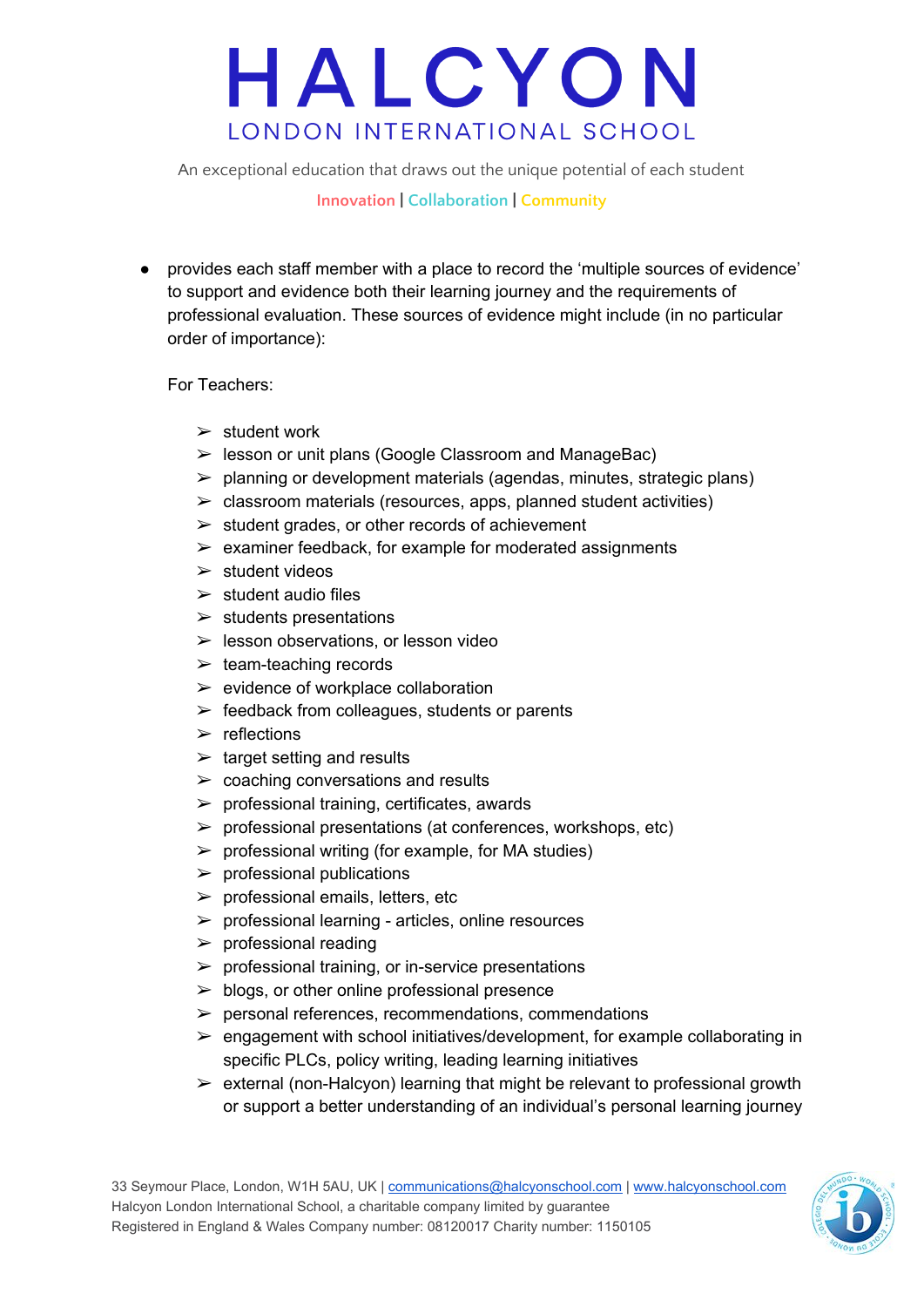- provides each staff member with a place to record the 'multiple sources of evidence' to support and evidence both their learning journey and the requirements of professional evaluation. These sources of evidence might include (in no particular order of importance):

  For Teachers:

  - student work
  - lesson or unit plans (Google Classroom and ManageBac)
  - planning or development materials (agendas, minutes, strategic plans)
  - classroom materials (resources, apps, planned student activities)
  - student grades, or other records of achievement
  - examiner feedback, for example for moderated assignments
  - student videos
  - student audio files
  - students presentations
  - lesson observations, or lesson video
  - team-teaching records
  - evidence of workplace collaboration
  - feedback from colleagues, students or parents
  - reflections
  - target setting and results
  - coaching conversations and results
  - professional training, certificates, awards
  - professional presentations (at conferences, workshops, etc)
  - professional writing (for example, for MA studies)
  - professional publications
  - professional emails, letters, etc
  - professional learning - articles, online resources
  - professional reading
  - professional training, or in-service presentations
  - blogs, or other online professional presence
  - personal references, recommendations, commendations
  - engagement with school initiatives/development, for example collaborating in specific PLCs, policy writing, leading learning initiatives
  - external (non-Halcyon) learning that might be relevant to professional growth or support a better understanding of an individual's personal learning journey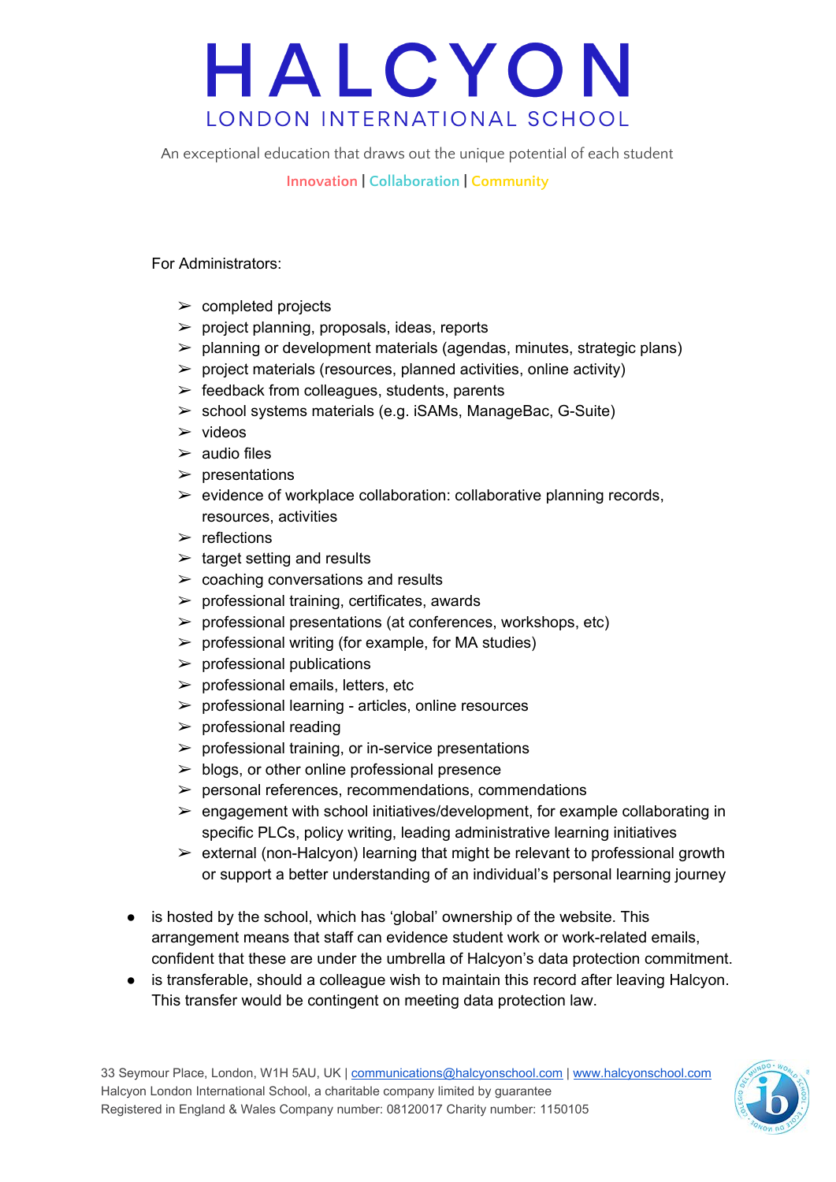For Administrators:

- completed projects
- project planning, proposals, ideas, reports
- planning or development materials (agendas, minutes, strategic plans)
- project materials (resources, planned activities, online activity)
- feedback from colleagues, students, parents
- school systems materials (e.g. iSAMs, ManageBac, G-Suite)
- videos
- audio files
- presentations
- evidence of workplace collaboration: collaborative planning records, resources, activities
- reflections
- target setting and results
- coaching conversations and results
- professional training, certificates, awards
- professional presentations (at conferences, workshops, etc)
- professional writing (for example, for MA studies)
- professional publications
- professional emails, letters, etc
- professional learning - articles, online resources
- professional reading
- professional training, or in-service presentations
- blogs, or other online professional presence
- personal references, recommendations, commendations
- engagement with school initiatives/development, for example collaborating in specific PLCs, policy writing, leading administrative learning initiatives
- external (non-Halcyon) learning that might be relevant to professional growth or support a better understanding of an individual's personal learning journey

- is hosted by the school, which has 'global' ownership of the website. This arrangement means that staff can evidence student work or work-related emails, confident that these are under the umbrella of Halcyon's data protection commitment.
- is transferable, should a colleague wish to maintain this record after leaving Halcyon. This transfer would be contingent on meeting data protection law.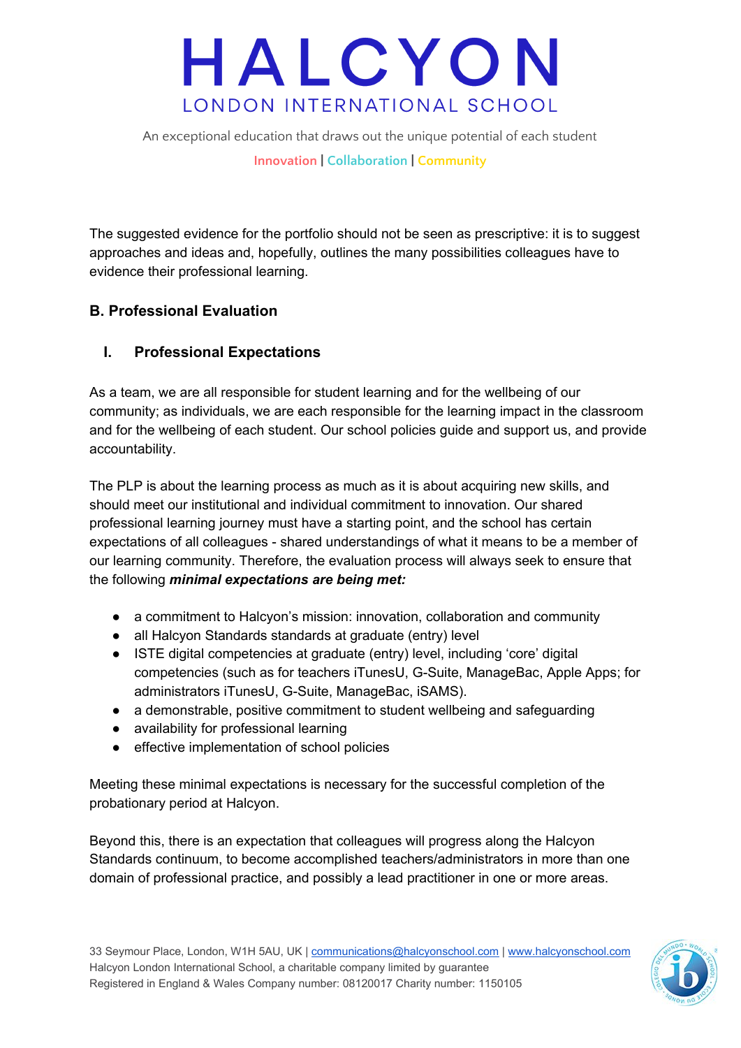The suggested evidence for the portfolio should not be seen as prescriptive: it is to suggest approaches and ideas and, hopefully, outlines the many possibilities colleagues have to evidence their professional learning.

## B. Professional Evaluation

### I. Professional Expectations

As a team, we are all responsible for student learning and for the wellbeing of our community; as individuals, we are each responsible for the learning impact in the classroom and for the wellbeing of each student. Our school policies guide and support us, and provide accountability.

The PLP is about the learning process as much as it is about acquiring new skills, and should meet our institutional and individual commitment to innovation. Our shared professional learning journey must have a starting point, and the school has certain expectations of all colleagues - shared understandings of what it means to be a member of our learning community. Therefore, the evaluation process will always seek to ensure that the following ***minimal expectations are being met:***

- a commitment to Halcyon's mission: innovation, collaboration and community
- all Halcyon Standards standards at graduate (entry) level
- ISTE digital competencies at graduate (entry) level, including 'core' digital competencies (such as for teachers iTunesU, G-Suite, ManageBac, Apple Apps; for administrators iTunesU, G-Suite, ManageBac, iSAMS).
- a demonstrable, positive commitment to student wellbeing and safeguarding
- availability for professional learning
- effective implementation of school policies

Meeting these minimal expectations is necessary for the successful completion of the probationary period at Halcyon.

Beyond this, there is an expectation that colleagues will progress along the Halcyon Standards continuum, to become accomplished teachers/administrators in more than one domain of professional practice, and possibly a lead practitioner in one or more areas.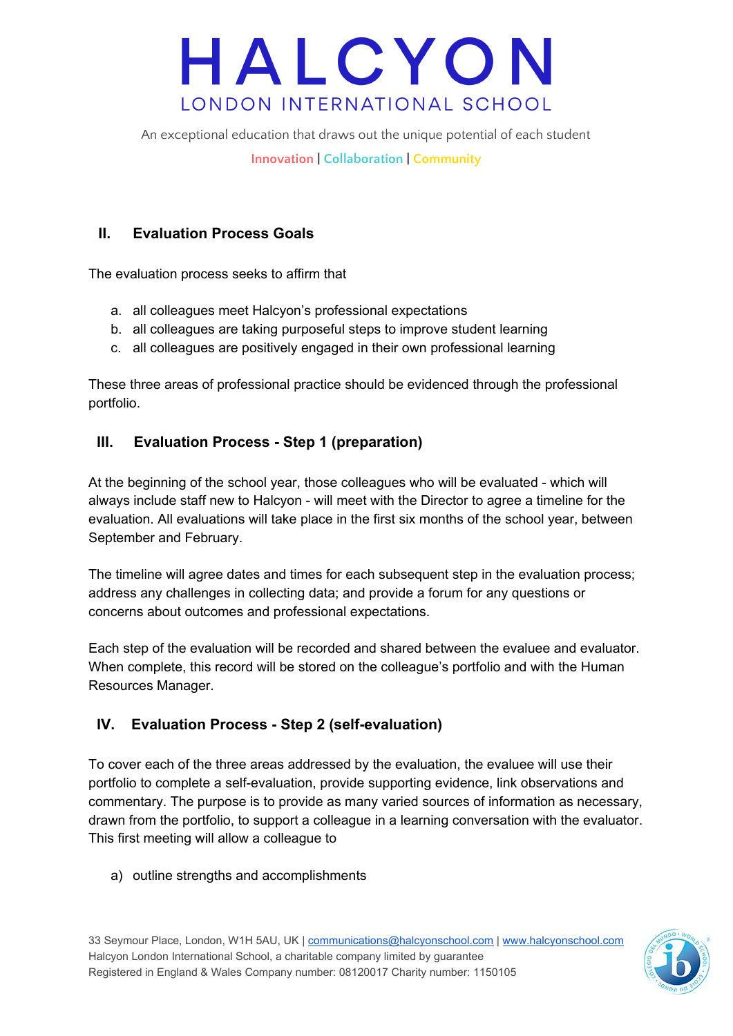## II. Evaluation Process Goals

The evaluation process seeks to affirm that

a. all colleagues meet Halcyon's professional expectations
b. all colleagues are taking purposeful steps to improve student learning
c. all colleagues are positively engaged in their own professional learning

These three areas of professional practice should be evidenced through the professional portfolio.

## III. Evaluation Process - Step 1 (preparation)

At the beginning of the school year, those colleagues who will be evaluated - which will always include staff new to Halcyon - will meet with the Director to agree a timeline for the evaluation. All evaluations will take place in the first six months of the school year, between September and February.

The timeline will agree dates and times for each subsequent step in the evaluation process; address any challenges in collecting data; and provide a forum for any questions or concerns about outcomes and professional expectations.

Each step of the evaluation will be recorded and shared between the evaluee and evaluator. When complete, this record will be stored on the colleague's portfolio and with the Human Resources Manager.

## IV. Evaluation Process - Step 2 (self-evaluation)

To cover each of the three areas addressed by the evaluation, the evaluee will use their portfolio to complete a self-evaluation, provide supporting evidence, link observations and commentary. The purpose is to provide as many varied sources of information as necessary, drawn from the portfolio, to support a colleague in a learning conversation with the evaluator. This first meeting will allow a colleague to

a) outline strengths and accomplishments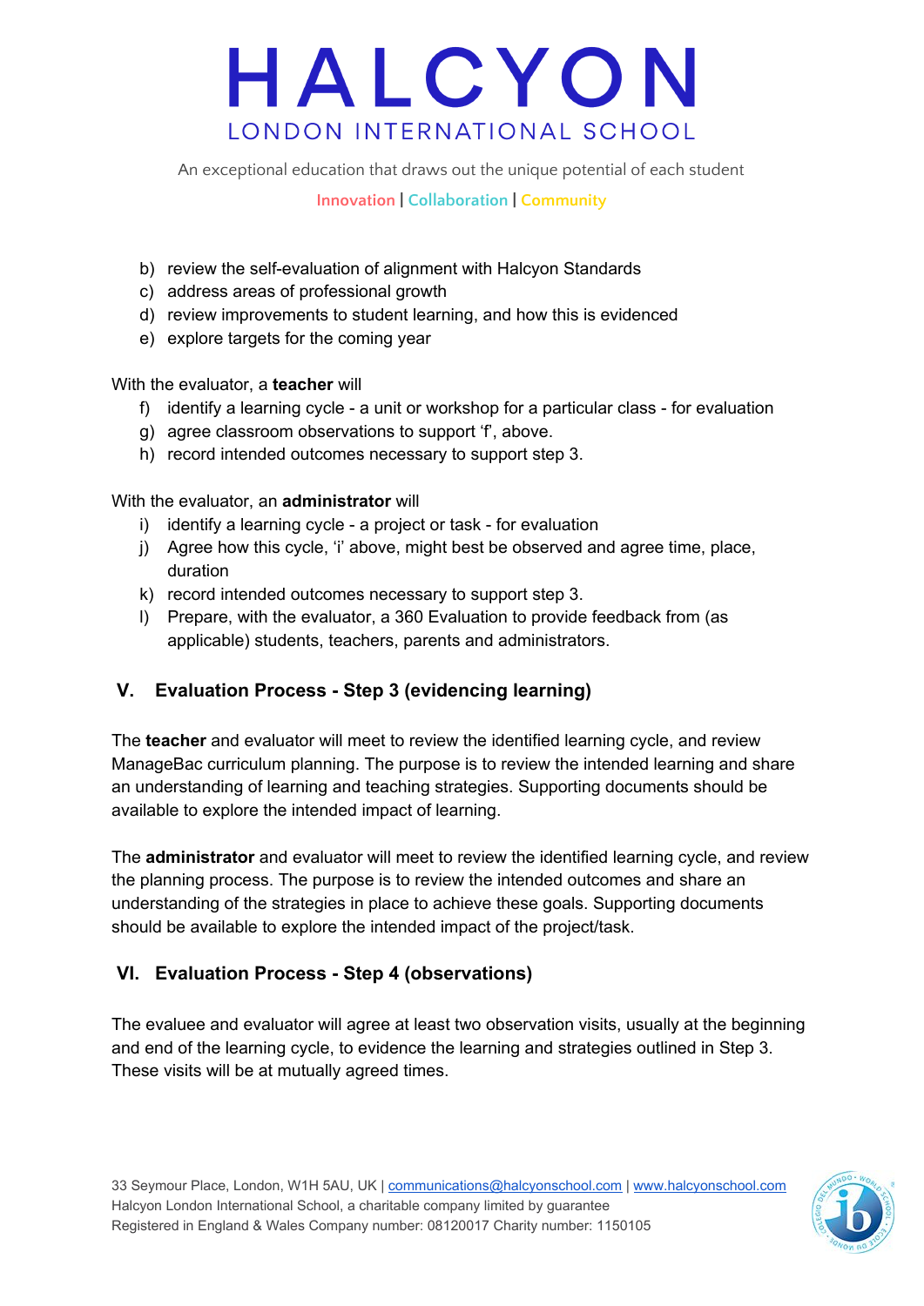b) review the self-evaluation of alignment with Halcyon Standards
c) address areas of professional growth
d) review improvements to student learning, and how this is evidenced
e) explore targets for the coming year

With the evaluator, a **teacher** will

f) identify a learning cycle - a unit or workshop for a particular class - for evaluation
g) agree classroom observations to support 'f', above.
h) record intended outcomes necessary to support step 3.

With the evaluator, an **administrator** will

i) identify a learning cycle - a project or task - for evaluation
j) Agree how this cycle, 'i' above, might best be observed and agree time, place, duration
k) record intended outcomes necessary to support step 3.
l) Prepare, with the evaluator, a 360 Evaluation to provide feedback from (as applicable) students, teachers, parents and administrators.

## V. Evaluation Process - Step 3 (evidencing learning)

The **teacher** and evaluator will meet to review the identified learning cycle, and review ManageBac curriculum planning. The purpose is to review the intended learning and share an understanding of learning and teaching strategies. Supporting documents should be available to explore the intended impact of learning.

The **administrator** and evaluator will meet to review the identified learning cycle, and review the planning process. The purpose is to review the intended outcomes and share an understanding of the strategies in place to achieve these goals. Supporting documents should be available to explore the intended impact of the project/task.

## VI. Evaluation Process - Step 4 (observations)

The evaluee and evaluator will agree at least two observation visits, usually at the beginning and end of the learning cycle, to evidence the learning and strategies outlined in Step 3. These visits will be at mutually agreed times.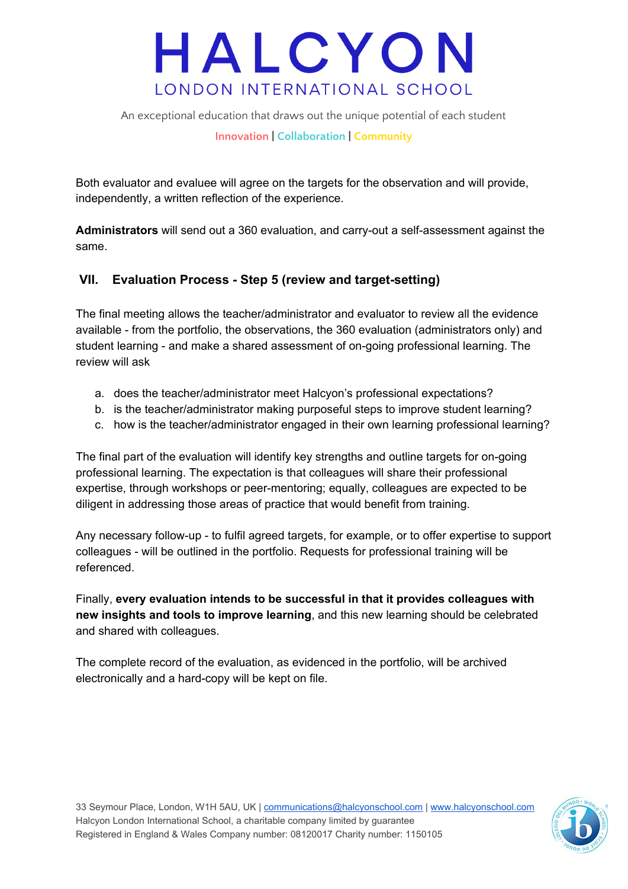Both evaluator and evaluee will agree on the targets for the observation and will provide, independently, a written reflection of the experience.

**Administrators** will send out a 360 evaluation, and carry-out a self-assessment against the same.

## VII. Evaluation Process - Step 5 (review and target-setting)

The final meeting allows the teacher/administrator and evaluator to review all the evidence available - from the portfolio, the observations, the 360 evaluation (administrators only) and student learning - and make a shared assessment of on-going professional learning. The review will ask

a. does the teacher/administrator meet Halcyon's professional expectations?
b. is the teacher/administrator making purposeful steps to improve student learning?
c. how is the teacher/administrator engaged in their own learning professional learning?

The final part of the evaluation will identify key strengths and outline targets for on-going professional learning. The expectation is that colleagues will share their professional expertise, through workshops or peer-mentoring; equally, colleagues are expected to be diligent in addressing those areas of practice that would benefit from training.

Any necessary follow-up - to fulfil agreed targets, for example, or to offer expertise to support colleagues - will be outlined in the portfolio. Requests for professional training will be referenced.

Finally, **every evaluation intends to be successful in that it provides colleagues with new insights and tools to improve learning**, and this new learning should be celebrated and shared with colleagues.

The complete record of the evaluation, as evidenced in the portfolio, will be archived electronically and a hard-copy will be kept on file.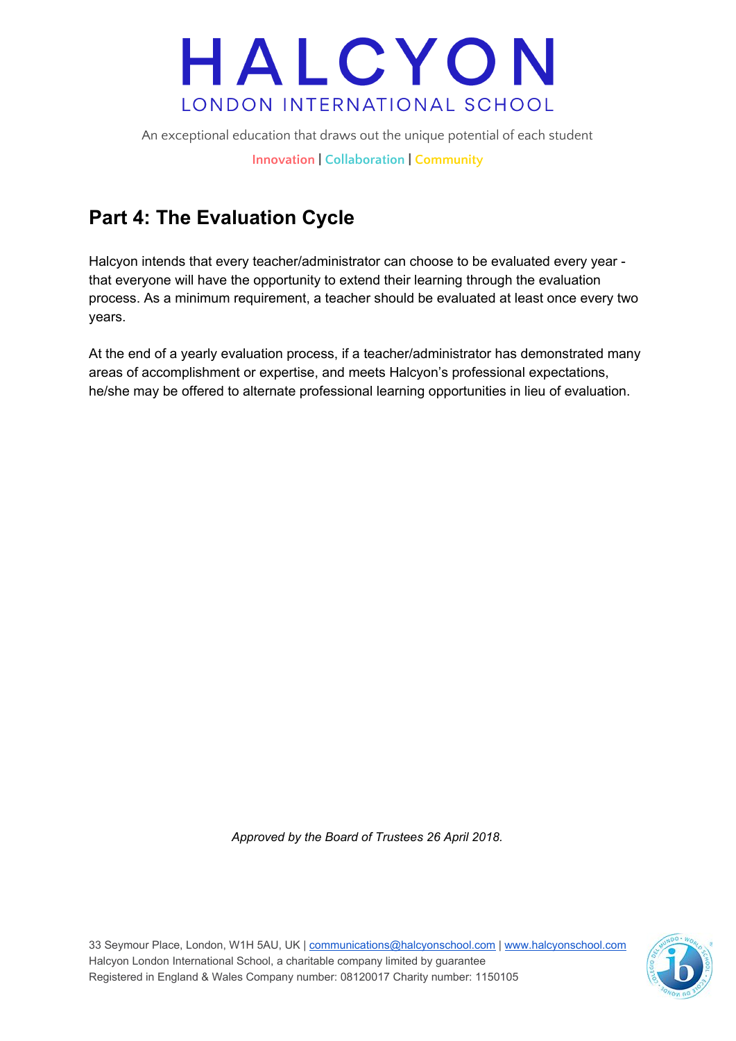## Part 4: The Evaluation Cycle

Halcyon intends that every teacher/administrator can choose to be evaluated every year - that everyone will have the opportunity to extend their learning through the evaluation process. As a minimum requirement, a teacher should be evaluated at least once every two years.

At the end of a yearly evaluation process, if a teacher/administrator has demonstrated many areas of accomplishment or expertise, and meets Halcyon's professional expectations, he/she may be offered to alternate professional learning opportunities in lieu of evaluation.

*Approved by the Board of Trustees 26 April 2018.*